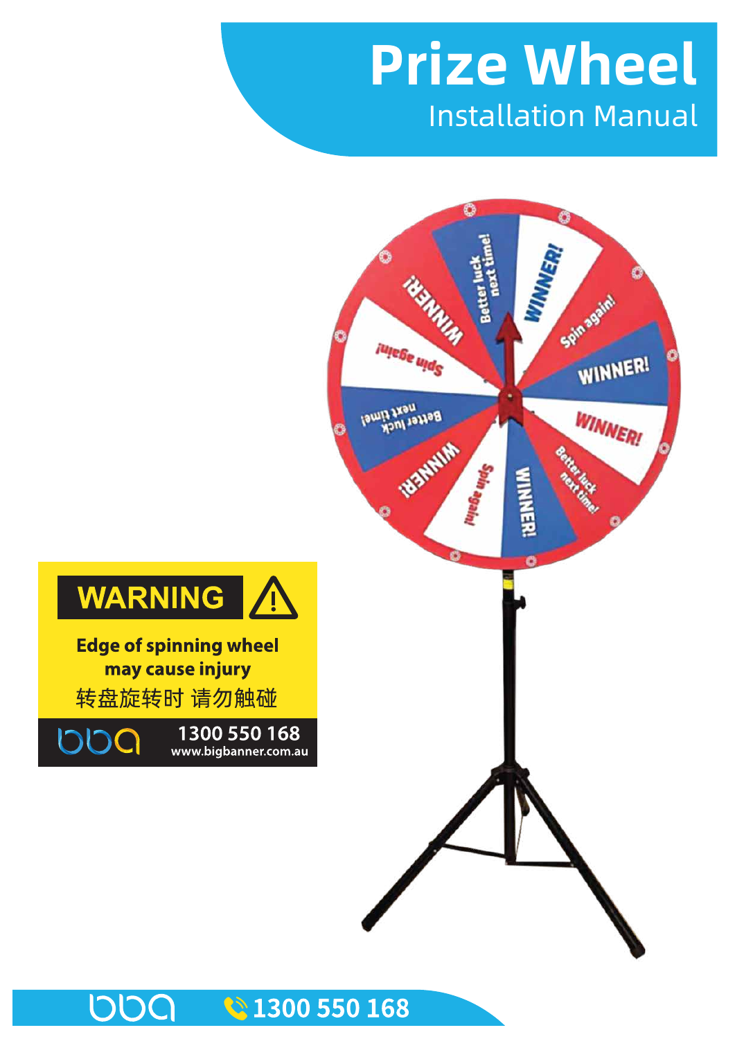# Prize Wheel

## Installation Manual

**WARNING**

**Edge of spinning wheel may cause injury**

转盘旋转时 请勿触碰

1300 550 168
www.bigbanner.com.au

1300 550 168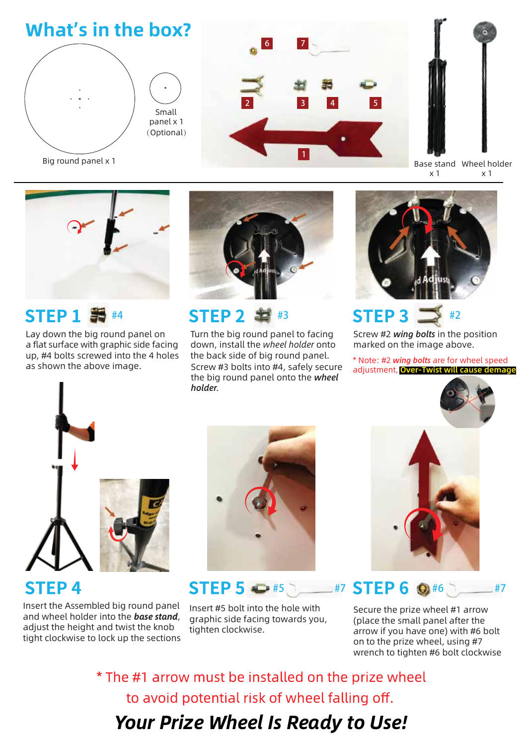## What's in the box?

Big round panel x 1

Small panel x 1 (Optional)

6 7

2 3 4 5

1

Base stand x 1

Wheel holder x 1

## STEP 1 #4

Lay down the big round panel on a flat surface with graphic side facing up, #4 bolts screwed into the 4 holes as shown the above image.

## STEP 2 #3

Turn the big round panel to facing down, install the *wheel holder* onto the back side of big round panel. Screw #3 bolts into #4, safely secure the big round panel onto the ***wheel holder***.

## STEP 3 #2

Screw #2 ***wing bolts*** in the position marked on the image above.

* Note: #2 ***wing bolts*** are for wheel speed adjustment, **Over-Twist will cause demage**

## STEP 4

Insert the Assembled big round panel and wheel holder into the ***base stand***, adjust the height and twist the knob tight clockwise to lock up the sections

## STEP 5 #5 #7

Insert #5 bolt into the hole with graphic side facing towards you, tighten clockwise.

## STEP 6 #6 #7

Secure the prize wheel #1 arrow (place the small panel after the arrow if you have one) with #6 bolt on to the prize wheel, using #7 wrench to tighten #6 bolt clockwise

* The #1 arrow must be installed on the prize wheel to avoid potential risk of wheel falling off.

***Your Prize Wheel Is Ready to Use!***